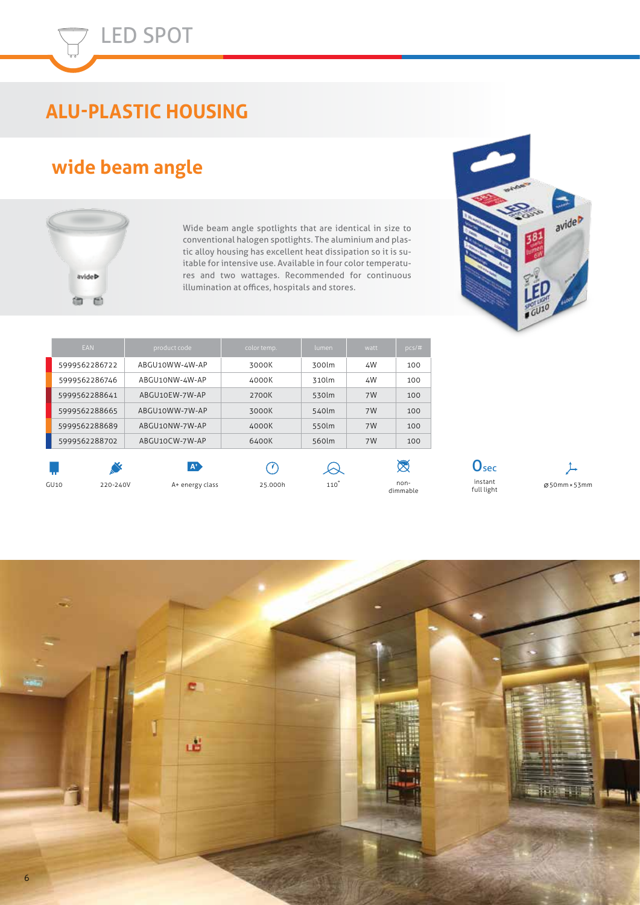# LED SPOT

## ALU-PLASTIC HOUSING

### wide beam angle

Wide beam angle spotlights that are identical in size to conventional halogen spotlights. The aluminium and plastic alloy housing has excellent heat dissipation so it is suitable for intensive use. Available in four color temperatures and two wattages. Recommended for continuous illumination at offices, hospitals and stores.

| EAN | product code | color temp. | lumen | watt | pcs/# |
|---|---|---|---|---|---|
| 5999562286722 | ABGU10WW-4W-AP | 3000K | 300lm | 4W | 100 |
| 5999562286746 | ABGU10NW-4W-AP | 4000K | 310lm | 4W | 100 |
| 5999562288641 | ABGU10EW-7W-AP | 2700K | 530lm | 7W | 100 |
| 5999562288665 | ABGU10WW-7W-AP | 3000K | 540lm | 7W | 100 |
| 5999562288689 | ABGU10NW-7W-AP | 4000K | 550lm | 7W | 100 |
| 5999562288702 | ABGU10CW-7W-AP | 6400K | 560lm | 7W | 100 |

GU10 | 220-240V | A+ energy class | 25.000h | 110° | non-dimmable | 0sec instant full light | ⌀50mm × 53mm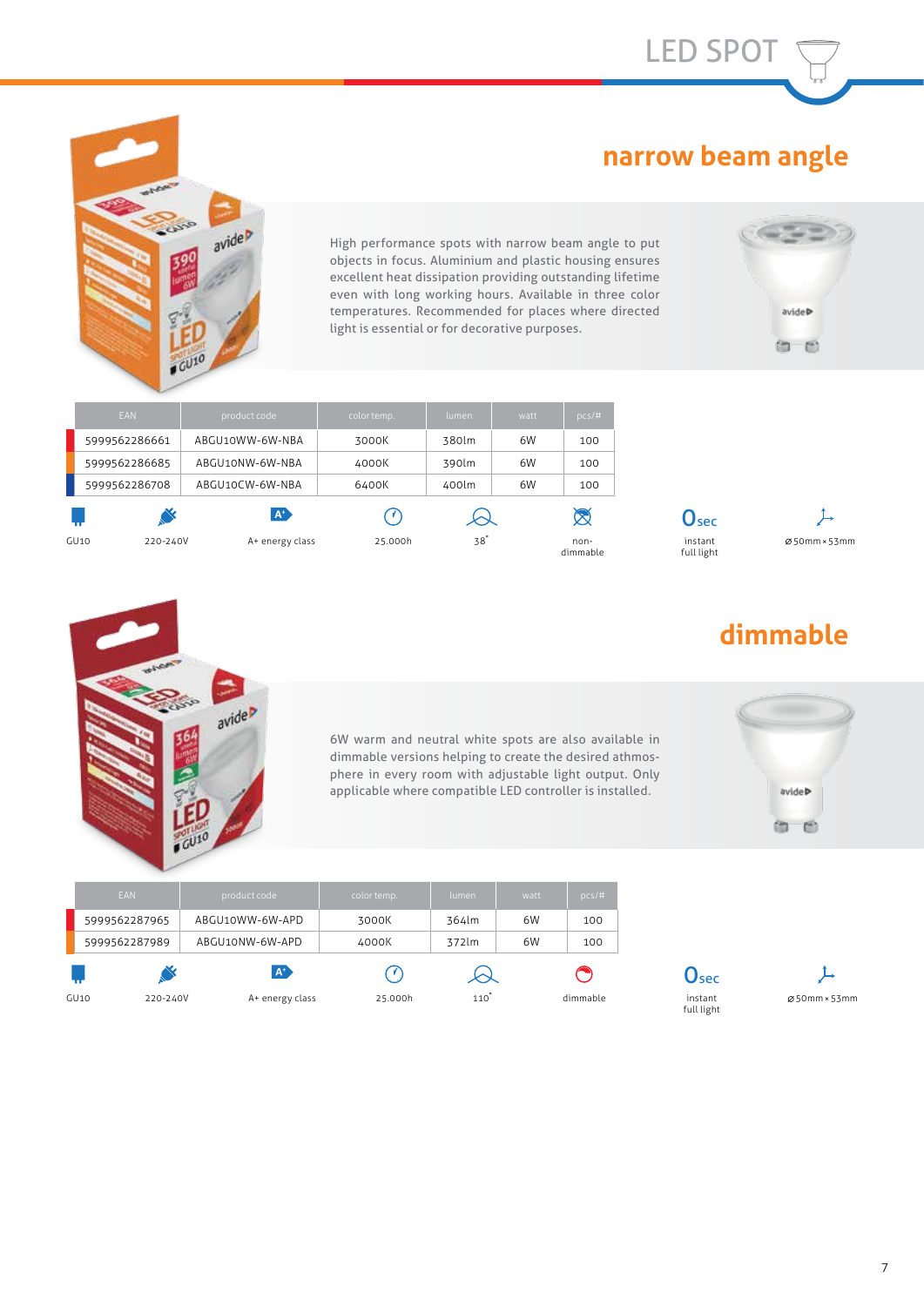# LED SPOT

## narrow beam angle

High performance spots with narrow beam angle to put objects in focus. Aluminium and plastic housing ensures excellent heat dissipation providing outstanding lifetime even with long working hours. Available in three color temperatures. Recommended for places where directed light is essential or for decorative purposes.

| EAN | product code | color temp. | lumen | watt | pcs/# |
|---|---|---|---|---|---|
| 5999562286661 | ABGU10WW-6W-NBA | 3000K | 380lm | 6W | 100 |
| 5999562286685 | ABGU10NW-6W-NBA | 4000K | 390lm | 6W | 100 |
| 5999562286708 | ABGU10CW-6W-NBA | 6400K | 400lm | 6W | 100 |

GU10 | 220-240V | A+ energy class | 25.000h | 38° | non-dimmable | 0sec instant full light | ⌀50mm×53mm

## dimmable

6W warm and neutral white spots are also available in dimmable versions helping to create the desired athmosphere in every room with adjustable light output. Only applicable where compatible LED controller is installed.

| EAN | product code | color temp. | lumen | watt | pcs/# |
|---|---|---|---|---|---|
| 5999562287965 | ABGU10WW-6W-APD | 3000K | 364lm | 6W | 100 |
| 5999562287989 | ABGU10NW-6W-APD | 4000K | 372lm | 6W | 100 |

GU10 | 220-240V | A+ energy class | 25.000h | 110° | dimmable | 0sec instant full light | ⌀50mm×53mm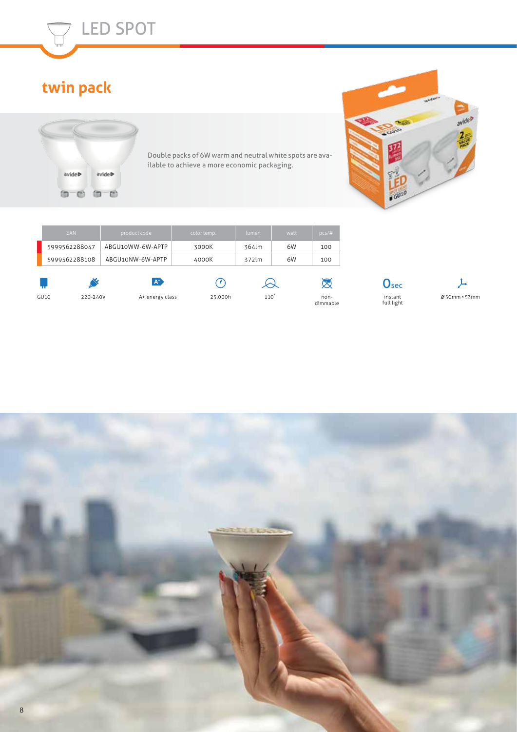# LED SPOT

## twin pack

Double packs of 6W warm and neutral white spots are available to achieve a more economic packaging.

| EAN | product code | color temp. | lumen | watt | pcs/# |
|---|---|---|---|---|---|
| 5999562288047 | ABGU10WW-6W-APTP | 3000K | 364lm | 6W | 100 |
| 5999562288108 | ABGU10NW-6W-APTP | 4000K | 372lm | 6W | 100 |

GU10 | 220-240V | A+ energy class | 25.000h | 110˚ | non-dimmable | 0sec instant full light | ⌀50mm × 53mm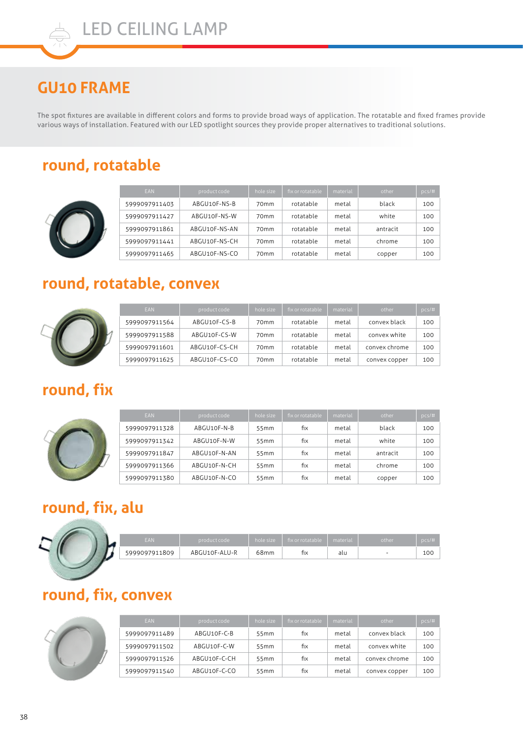LED CEILING LAMP

## GU10 FRAME

The spot fixtures are available in different colors and forms to provide broad ways of application. The rotatable and fixed frames provide various ways of installation. Featured with our LED spotlight sources they provide proper alternatives to traditional solutions.

### round, rotatable

| EAN | product code | hole size | fix or rotatable | material | other | pcs/# |
|---|---|---|---|---|---|---|
| 5999097911403 | ABGU10F-NS-B | 70mm | rotatable | metal | black | 100 |
| 5999097911427 | ABGU10F-NS-W | 70mm | rotatable | metal | white | 100 |
| 5999097911861 | ABGU10F-NS-AN | 70mm | rotatable | metal | antracit | 100 |
| 5999097911441 | ABGU10F-NS-CH | 70mm | rotatable | metal | chrome | 100 |
| 5999097911465 | ABGU10F-NS-CO | 70mm | rotatable | metal | copper | 100 |

### round, rotatable, convex

| EAN | product code | hole size | fix or rotatable | material | other | pcs/# |
|---|---|---|---|---|---|---|
| 5999097911564 | ABGU10F-CS-B | 70mm | rotatable | metal | convex black | 100 |
| 5999097911588 | ABGU10F-CS-W | 70mm | rotatable | metal | convex white | 100 |
| 5999097911601 | ABGU10F-CS-CH | 70mm | rotatable | metal | convex chrome | 100 |
| 5999097911625 | ABGU10F-CS-CO | 70mm | rotatable | metal | convex copper | 100 |

### round, fix

| EAN | product code | hole size | fix or rotatable | material | other | pcs/# |
|---|---|---|---|---|---|---|
| 5999097911328 | ABGU10F-N-B | 55mm | fix | metal | black | 100 |
| 5999097911342 | ABGU10F-N-W | 55mm | fix | metal | white | 100 |
| 5999097911847 | ABGU10F-N-AN | 55mm | fix | metal | antracit | 100 |
| 5999097911366 | ABGU10F-N-CH | 55mm | fix | metal | chrome | 100 |
| 5999097911380 | ABGU10F-N-CO | 55mm | fix | metal | copper | 100 |

### round, fix, alu

| EAN | product code | hole size | fix or rotatable | material | other | pcs/# |
|---|---|---|---|---|---|---|
| 5999097911809 | ABGU10F-ALU-R | 68mm | fix | alu | - | 100 |

### round, fix, convex

| EAN | product code | hole size | fix or rotatable | material | other | pcs/# |
|---|---|---|---|---|---|---|
| 5999097911489 | ABGU10F-C-B | 55mm | fix | metal | convex black | 100 |
| 5999097911502 | ABGU10F-C-W | 55mm | fix | metal | convex white | 100 |
| 5999097911526 | ABGU10F-C-CH | 55mm | fix | metal | convex chrome | 100 |
| 5999097911540 | ABGU10F-C-CO | 55mm | fix | metal | convex copper | 100 |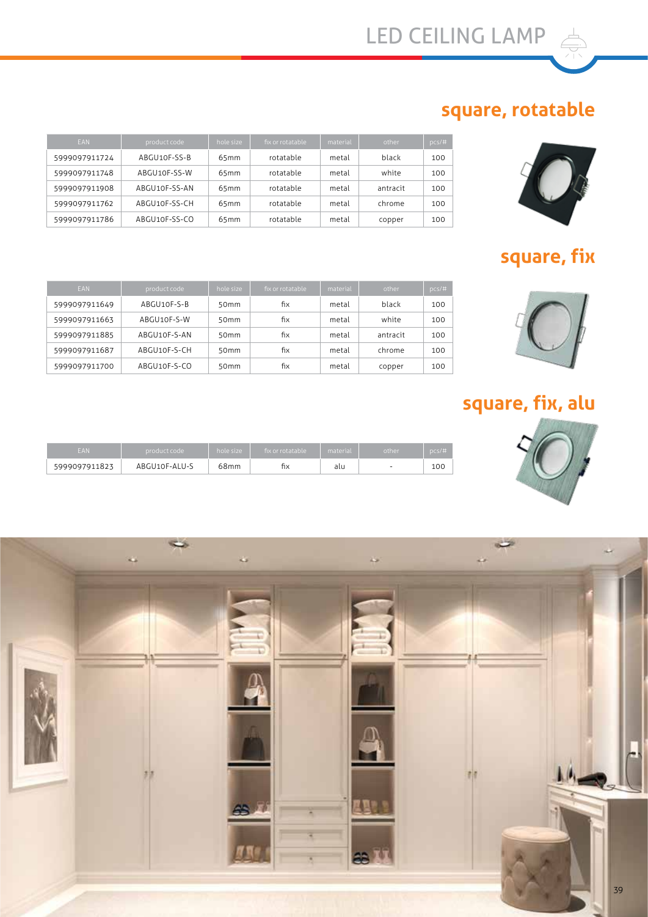# LED CEILING LAMP

## square, rotatable

| EAN | product code | hole size | fix or rotatable | material | other | pcs/# |
|---|---|---|---|---|---|---|
| 5999097911724 | ABGU10F-SS-B | 65mm | rotatable | metal | black | 100 |
| 5999097911748 | ABGU10F-SS-W | 65mm | rotatable | metal | white | 100 |
| 5999097911908 | ABGU10F-SS-AN | 65mm | rotatable | metal | antracit | 100 |
| 5999097911762 | ABGU10F-SS-CH | 65mm | rotatable | metal | chrome | 100 |
| 5999097911786 | ABGU10F-SS-CO | 65mm | rotatable | metal | copper | 100 |

## square, fix

| EAN | product code | hole size | fix or rotatable | material | other | pcs/# |
|---|---|---|---|---|---|---|
| 5999097911649 | ABGU10F-S-B | 50mm | fix | metal | black | 100 |
| 5999097911663 | ABGU10F-S-W | 50mm | fix | metal | white | 100 |
| 5999097911885 | ABGU10F-S-AN | 50mm | fix | metal | antracit | 100 |
| 5999097911687 | ABGU10F-S-CH | 50mm | fix | metal | chrome | 100 |
| 5999097911700 | ABGU10F-S-CO | 50mm | fix | metal | copper | 100 |

## square, fix, alu

| EAN | product code | hole size | fix or rotatable | material | other | pcs/# |
|---|---|---|---|---|---|---|
| 5999097911823 | ABGU10F-ALU-S | 68mm | fix | alu | - | 100 |